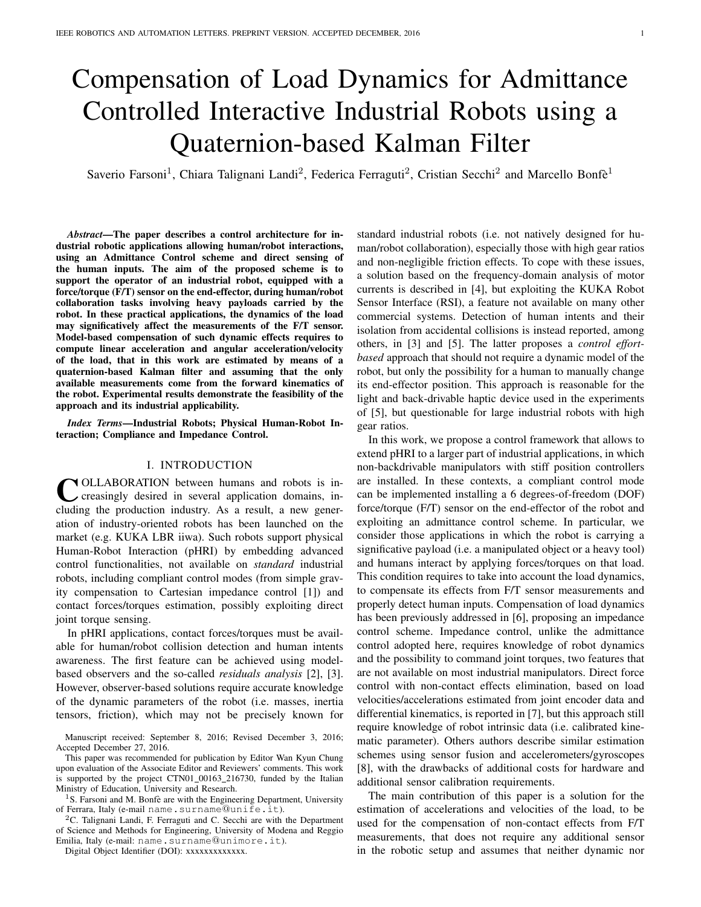# Compensation of Load Dynamics for Admittance Controlled Interactive Industrial Robots using a Quaternion-based Kalman Filter

Saverio Farsoni[1], Chiara Talignani Landi[2], Federica Ferraguti[2], Cristian Secchi[2] and Marcello Bonfè[1]

***Abstract*—The paper describes a control architecture for industrial robotic applications allowing human/robot interactions, using an Admittance Control scheme and direct sensing of the human inputs. The aim of the proposed scheme is to support the operator of an industrial robot, equipped with a force/torque (F/T) sensor on the end-effector, during human/robot collaboration tasks involving heavy payloads carried by the robot. In these practical applications, the dynamics of the load may significatively affect the measurements of the F/T sensor. Model-based compensation of such dynamic effects requires to compute linear acceleration and angular acceleration/velocity of the load, that in this work are estimated by means of a quaternion-based Kalman filter and assuming that the only available measurements come from the forward kinematics of the robot. Experimental results demonstrate the feasibility of the approach and its industrial applicability.**

***Index Terms*—Industrial Robots; Physical Human-Robot Interaction; Compliance and Impedance Control.**

## I. INTRODUCTION

COLLABORATION between humans and robots is increasingly desired in several application domains, including the production industry. As a result, a new generation of industry-oriented robots has been launched on the market (e.g. KUKA LBR iiwa). Such robots support physical Human-Robot Interaction (pHRI) by embedding advanced control functionalities, not available on *standard* industrial robots, including compliant control modes (from simple gravity compensation to Cartesian impedance control [1]) and contact forces/torques estimation, possibly exploiting direct joint torque sensing.

In pHRI applications, contact forces/torques must be available for human/robot collision detection and human intents awareness. The first feature can be achieved using model-based observers and the so-called *residuals analysis* [2], [3]. However, observer-based solutions require accurate knowledge of the dynamic parameters of the robot (i.e. masses, inertia tensors, friction), which may not be precisely known for standard industrial robots (i.e. not natively designed for human/robot collaboration), especially those with high gear ratios and non-negligible friction effects. To cope with these issues, a solution based on the frequency-domain analysis of motor currents is described in [4], but exploiting the KUKA Robot Sensor Interface (RSI), a feature not available on many other commercial systems. Detection of human intents and their isolation from accidental collisions is instead reported, among others, in [3] and [5]. The latter proposes a *control effort-based* approach that should not require a dynamic model of the robot, but only the possibility for a human to manually change its end-effector position. This approach is reasonable for the light and back-drivable haptic device used in the experiments of [5], but questionable for large industrial robots with high gear ratios.

In this work, we propose a control framework that allows to extend pHRI to a larger part of industrial applications, in which non-backdrivable manipulators with stiff position controllers are installed. In these contexts, a compliant control mode can be implemented installing a 6 degrees-of-freedom (DOF) force/torque (F/T) sensor on the end-effector of the robot and exploiting an admittance control scheme. In particular, we consider those applications in which the robot is carrying a significative payload (i.e. a manipulated object or a heavy tool) and humans interact by applying forces/torques on that load. This condition requires to take into account the load dynamics, to compensate its effects from F/T sensor measurements and properly detect human inputs. Compensation of load dynamics has been previously addressed in [6], proposing an impedance control scheme. Impedance control, unlike the admittance control adopted here, requires knowledge of robot dynamics and the possibility to command joint torques, two features that are not available on most industrial manipulators. Direct force control with non-contact effects elimination, based on load velocities/accelerations estimated from joint encoder data and differential kinematics, is reported in [7], but this approach still require knowledge of robot intrinsic data (i.e. calibrated kinematic parameter). Others authors describe similar estimation schemes using sensor fusion and accelerometers/gyroscopes [8], with the drawbacks of additional costs for hardware and additional sensor calibration requirements.

The main contribution of this paper is a solution for the estimation of accelerations and velocities of the load, to be used for the compensation of non-contact effects from F/T measurements, that does not require any additional sensor in the robotic setup and assumes that neither dynamic nor

Manuscript received: September 8, 2016; Revised December 3, 2016; Accepted December 27, 2016.

This paper was recommended for publication by Editor Wan Kyun Chung upon evaluation of the Associate Editor and Reviewers' comments. This work is supported by the project CTN01_00163_216730, funded by the Italian Ministry of Education, University and Research.

[1]S. Farsoni and M. Bonfè are with the Engineering Department, University of Ferrara, Italy (e-mail name.surname@unife.it).

[2]C. Talignani Landi, F. Ferraguti and C. Secchi are with the Department of Science and Methods for Engineering, University of Modena and Reggio Emilia, Italy (e-mail: name.surname@unimore.it).

Digital Object Identifier (DOI): xxxxxxxxxxxxx.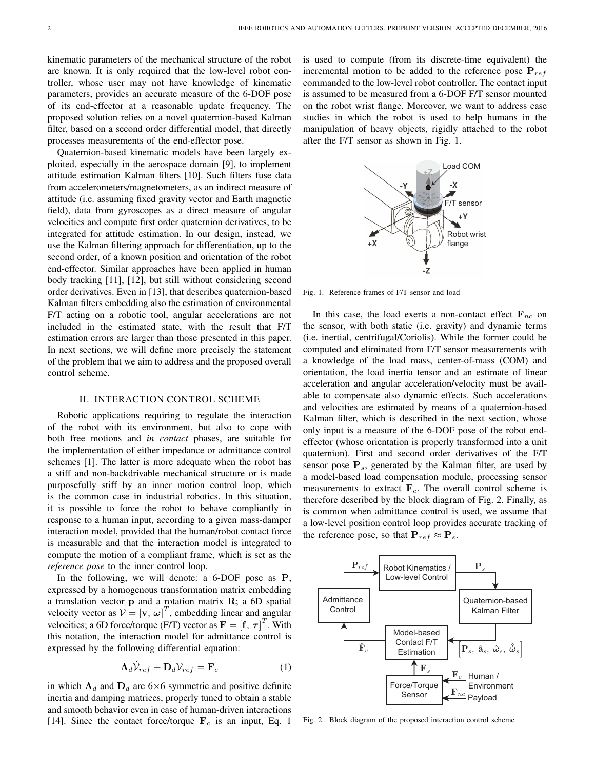kinematic parameters of the mechanical structure of the robot are known. It is only required that the low-level robot controller, whose user may not have knowledge of kinematic parameters, provides an accurate measure of the 6-DOF pose of its end-effector at a reasonable update frequency. The proposed solution relies on a novel quaternion-based Kalman filter, based on a second order differential model, that directly processes measurements of the end-effector pose.

Quaternion-based kinematic models have been largely exploited, especially in the aerospace domain [9], to implement attitude estimation Kalman filters [10]. Such filters fuse data from accelerometers/magnetometers, as an indirect measure of attitude (i.e. assuming fixed gravity vector and Earth magnetic field), data from gyroscopes as a direct measure of angular velocities and compute first order quaternion derivatives, to be integrated for attitude estimation. In our design, instead, we use the Kalman filtering approach for differentiation, up to the second order, of a known position and orientation of the robot end-effector. Similar approaches have been applied in human body tracking [11], [12], but still without considering second order derivatives. Even in [13], that describes quaternion-based Kalman filters embedding also the estimation of environmental F/T acting on a robotic tool, angular accelerations are not included in the estimated state, with the result that F/T estimation errors are larger than those presented in this paper. In next sections, we will define more precisely the statement of the problem that we aim to address and the proposed overall control scheme.

## II. Interaction Control Scheme

Robotic applications requiring to regulate the interaction of the robot with its environment, but also to cope with both free motions and *in contact* phases, are suitable for the implementation of either impedance or admittance control schemes [1]. The latter is more adequate when the robot has a stiff and non-backdrivable mechanical structure or is made purposefully stiff by an inner motion control loop, which is the common case in industrial robotics. In this situation, it is possible to force the robot to behave compliantly in response to a human input, according to a given mass-damper interaction model, provided that the human/robot contact force is measurable and that the interaction model is integrated to compute the motion of a compliant frame, which is set as the *reference pose* to the inner control loop.

In the following, we will denote: a 6-DOF pose as $\mathbf{P}$, expressed by a homogenous transformation matrix embedding a translation vector $\mathbf{p}$ and a rotation matrix $\mathbf{R}$; a 6D spatial velocity vector as $\mathcal{V} = [\mathbf{v},\, \boldsymbol{\omega}]^T$, embedding linear and angular velocities; a 6D force/torque (F/T) vector as $\mathbf{F} = [\mathbf{f},\, \boldsymbol{\tau}]^T$. With this notation, the interaction model for admittance control is expressed by the following differential equation:

$$\boldsymbol{\Lambda}_d \dot{\mathcal{V}}_{ref} + \mathbf{D}_d \mathcal{V}_{ref} = \mathbf{F}_c \tag{1}$$

in which $\boldsymbol{\Lambda}_d$ and $\mathbf{D}_d$ are 6×6 symmetric and positive definite inertia and damping matrices, properly tuned to obtain a stable and smooth behavior even in case of human-driven interactions [14]. Since the contact force/torque $\mathbf{F}_c$ is an input, Eq. 1 is used to compute (from its discrete-time equivalent) the incremental motion to be added to the reference pose $\mathbf{P}_{ref}$ commanded to the low-level robot controller. The contact input is assumed to be measured from a 6-DOF F/T sensor mounted on the robot wrist flange. Moreover, we want to address case studies in which the robot is used to help humans in the manipulation of heavy objects, rigidly attached to the robot after the F/T sensor as shown in Fig. 1.

Fig. 1. Reference frames of F/T sensor and load

In this case, the load exerts a non-contact effect $\mathbf{F}_{nc}$ on the sensor, with both static (i.e. gravity) and dynamic terms (i.e. inertial, centrifugal/Coriolis). While the former could be computed and eliminated from F/T sensor measurements with a knowledge of the load mass, center-of-mass (COM) and orientation, the load inertia tensor and an estimate of linear acceleration and angular acceleration/velocity must be available to compensate also dynamic effects. Such accelerations and velocities are estimated by means of a quaternion-based Kalman filter, which is described in the next section, whose only input is a measure of the 6-DOF pose of the robot end-effector (whose orientation is properly transformed into a unit quaternion). First and second order derivatives of the F/T sensor pose $\mathbf{P}_s$, generated by the Kalman filter, are used by a model-based load compensation module, processing sensor measurements to extract $\mathbf{F}_c$. The overall control scheme is therefore described by the block diagram of Fig. 2. Finally, as is common when admittance control is used, we assume that a low-level position control loop provides accurate tracking of the reference pose, so that $\mathbf{P}_{ref} \approx \mathbf{P}_s$.

Fig. 2. Block diagram of the proposed interaction control scheme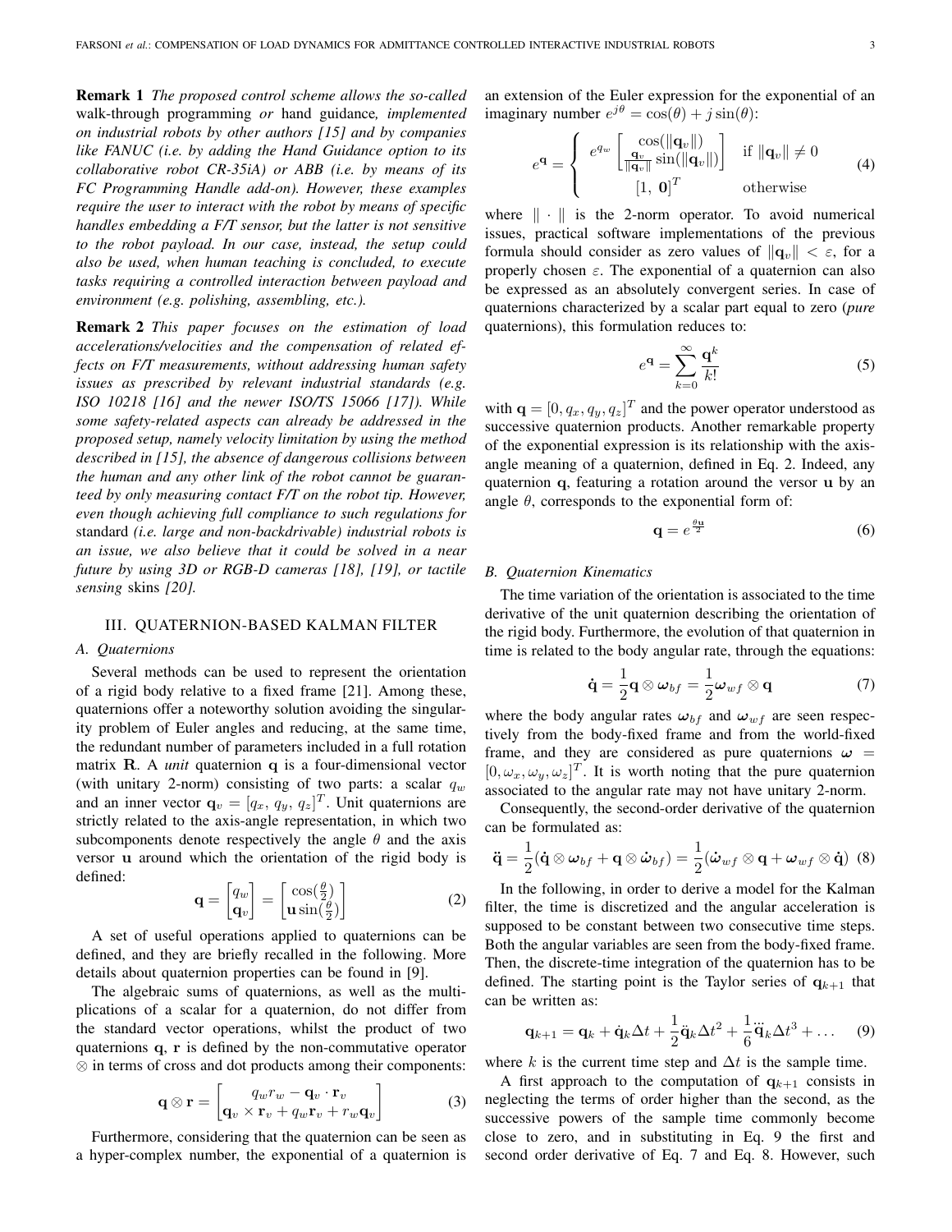**Remark 1** *The proposed control scheme allows the so-called* walk-through programming *or* hand guidance*, implemented on industrial robots by other authors [15] and by companies like FANUC (i.e. by adding the Hand Guidance option to its collaborative robot CR-35iA) or ABB (i.e. by means of its FC Programming Handle add-on). However, these examples require the user to interact with the robot by means of specific handles embedding a F/T sensor, but the latter is not sensitive to the robot payload. In our case, instead, the setup could also be used, when human teaching is concluded, to execute tasks requiring a controlled interaction between payload and environment (e.g. polishing, assembling, etc.).*

**Remark 2** *This paper focuses on the estimation of load accelerations/velocities and the compensation of related effects on F/T measurements, without addressing human safety issues as prescribed by relevant industrial standards (e.g. ISO 10218 [16] and the newer ISO/TS 15066 [17]). While some safety-related aspects can already be addressed in the proposed setup, namely velocity limitation by using the method described in [15], the absence of dangerous collisions between the human and any other link of the robot cannot be guaranteed by only measuring contact F/T on the robot tip. However, even though achieving full compliance to such regulations for* standard *(i.e. large and non-backdrivable) industrial robots is an issue, we also believe that it could be solved in a near future by using 3D or RGB-D cameras [18], [19], or tactile sensing* skins *[20].*

## III. QUATERNION-BASED KALMAN FILTER

### A. Quaternions

Several methods can be used to represent the orientation of a rigid body relative to a fixed frame [21]. Among these, quaternions offer a noteworthy solution avoiding the singularity problem of Euler angles and reducing, at the same time, the redundant number of parameters included in a full rotation matrix $\mathbf{R}$. A *unit* quaternion $\mathbf{q}$ is a four-dimensional vector (with unitary 2-norm) consisting of two parts: a scalar $q_w$ and an inner vector $\mathbf{q}_v = [q_x,\, q_y,\, q_z]^T$. Unit quaternions are strictly related to the axis-angle representation, in which two subcomponents denote respectively the angle $\theta$ and the axis versor $\mathbf{u}$ around which the orientation of the rigid body is defined:

$$\mathbf{q} = \begin{bmatrix} q_w \\ \mathbf{q}_v \end{bmatrix} = \begin{bmatrix} \cos(\frac{\theta}{2}) \\ \mathbf{u}\sin(\frac{\theta}{2}) \end{bmatrix} \tag{2}$$

A set of useful operations applied to quaternions can be defined, and they are briefly recalled in the following. More details about quaternion properties can be found in [9].

The algebraic sums of quaternions, as well as the multiplications of a scalar for a quaternion, do not differ from the standard vector operations, whilst the product of two quaternions $\mathbf{q}$, $\mathbf{r}$ is defined by the non-commutative operator $\otimes$ in terms of cross and dot products among their components:

$$\mathbf{q} \otimes \mathbf{r} = \begin{bmatrix} q_w r_w - \mathbf{q}_v \cdot \mathbf{r}_v \\ \mathbf{q}_v \times \mathbf{r}_v + q_w \mathbf{r}_v + r_w \mathbf{q}_v \end{bmatrix} \tag{3}$$

Furthermore, considering that the quaternion can be seen as a hyper-complex number, the exponential of a quaternion is an extension of the Euler expression for the exponential of an imaginary number $e^{j\theta} = \cos(\theta) + j\sin(\theta)$:

$$e^{\mathbf{q}} = \begin{cases} e^{q_w} \begin{bmatrix} \cos(\|\mathbf{q}_v\|) \\ \frac{\mathbf{q}_v}{\|\mathbf{q}_v\|}\sin(\|\mathbf{q}_v\|) \end{bmatrix} & \text{if } \|\mathbf{q}_v\| \neq 0 \\ [1,\ \mathbf{0}]^T & \text{otherwise} \end{cases} \tag{4}$$

where $\|\cdot\|$ is the 2-norm operator. To avoid numerical issues, practical software implementations of the previous formula should consider as zero values of $\|\mathbf{q}_v\| < \varepsilon$, for a properly chosen $\varepsilon$. The exponential of a quaternion can also be expressed as an absolutely convergent series. In case of quaternions characterized by a scalar part equal to zero (*pure* quaternions), this formulation reduces to:

$$e^{\mathbf{q}} = \sum_{k=0}^{\infty} \frac{\mathbf{q}^k}{k!} \tag{5}$$

with $\mathbf{q} = [0, q_x, q_y, q_z]^T$ and the power operator understood as successive quaternion products. Another remarkable property of the exponential expression is its relationship with the axis-angle meaning of a quaternion, defined in Eq. 2. Indeed, any quaternion $\mathbf{q}$, featuring a rotation around the versor $\mathbf{u}$ by an angle $\theta$, corresponds to the exponential form of:

$$\mathbf{q} = e^{\frac{\theta \mathbf{u}}{2}} \tag{6}$$

### B. Quaternion Kinematics

The time variation of the orientation is associated to the time derivative of the unit quaternion describing the orientation of the rigid body. Furthermore, the evolution of that quaternion in time is related to the body angular rate, through the equations:

$$\dot{\mathbf{q}} = \frac{1}{2}\mathbf{q} \otimes \boldsymbol{\omega}_{bf} = \frac{1}{2}\boldsymbol{\omega}_{wf} \otimes \mathbf{q} \tag{7}$$

where the body angular rates $\boldsymbol{\omega}_{bf}$ and $\boldsymbol{\omega}_{wf}$ are seen respectively from the body-fixed frame and from the world-fixed frame, and they are considered as pure quaternions $\boldsymbol{\omega} = [0, \omega_x, \omega_y, \omega_z]^T$. It is worth noting that the pure quaternion associated to the angular rate may not have unitary 2-norm.

Consequently, the second-order derivative of the quaternion can be formulated as:

$$\ddot{\mathbf{q}} = \frac{1}{2}(\dot{\mathbf{q}} \otimes \boldsymbol{\omega}_{bf} + \mathbf{q} \otimes \dot{\boldsymbol{\omega}}_{bf}) = \frac{1}{2}(\dot{\boldsymbol{\omega}}_{wf} \otimes \mathbf{q} + \boldsymbol{\omega}_{wf} \otimes \dot{\mathbf{q}}) \tag{8}$$

In the following, in order to derive a model for the Kalman filter, the time is discretized and the angular acceleration is supposed to be constant between two consecutive time steps. Both the angular variables are seen from the body-fixed frame. Then, the discrete-time integration of the quaternion has to be defined. The starting point is the Taylor series of $\mathbf{q}_{k+1}$ that can be written as:

$$\mathbf{q}_{k+1} = \mathbf{q}_k + \dot{\mathbf{q}}_k \Delta t + \frac{1}{2}\ddot{\mathbf{q}}_k \Delta t^2 + \frac{1}{6}\dddot{\mathbf{q}}_k \Delta t^3 + \ldots \tag{9}$$

where $k$ is the current time step and $\Delta t$ is the sample time.

A first approach to the computation of $\mathbf{q}_{k+1}$ consists in neglecting the terms of order higher than the second, as the successive powers of the sample time commonly become close to zero, and in substituting in Eq. 9 the first and second order derivative of Eq. 7 and Eq. 8. However, such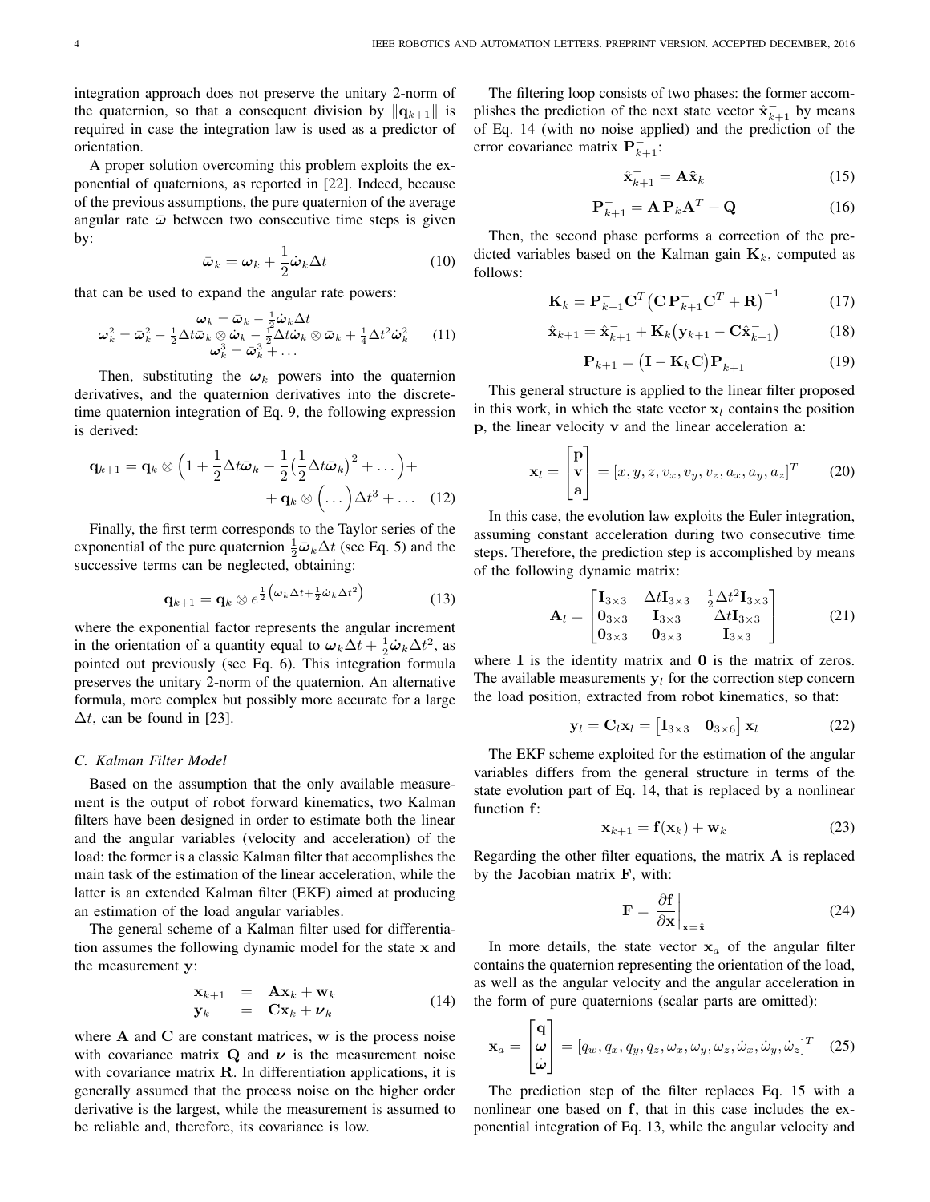integration approach does not preserve the unitary 2-norm of the quaternion, so that a consequent division by $\|\mathbf{q}_{k+1}\|$ is required in case the integration law is used as a predictor of orientation.

A proper solution overcoming this problem exploits the exponential of quaternions, as reported in [22]. Indeed, because of the previous assumptions, the pure quaternion of the average angular rate $\bar{\boldsymbol{\omega}}$ between two consecutive time steps is given by:

$$\bar{\boldsymbol{\omega}}_k = \boldsymbol{\omega}_k + \frac{1}{2}\dot{\boldsymbol{\omega}}_k \Delta t \tag{10}$$

that can be used to expand the angular rate powers:

$$\begin{gathered} \boldsymbol{\omega}_k = \bar{\boldsymbol{\omega}}_k - \tfrac{1}{2}\dot{\boldsymbol{\omega}}_k \Delta t \\ \boldsymbol{\omega}_k^2 = \bar{\boldsymbol{\omega}}_k^2 - \tfrac{1}{2}\Delta t \bar{\boldsymbol{\omega}}_k \otimes \dot{\boldsymbol{\omega}}_k - \tfrac{1}{2}\Delta t \dot{\boldsymbol{\omega}}_k \otimes \bar{\boldsymbol{\omega}}_k + \tfrac{1}{4}\Delta t^2 \dot{\boldsymbol{\omega}}_k^2 \\ \boldsymbol{\omega}_k^3 = \bar{\boldsymbol{\omega}}_k^3 + \ldots \end{gathered} \tag{11}$$

Then, substituting the $\boldsymbol{\omega}_k$ powers into the quaternion derivatives, and the quaternion derivatives into the discrete-time quaternion integration of Eq. 9, the following expression is derived:

$$\begin{aligned} \mathbf{q}_{k+1} = \mathbf{q}_k \otimes \Big(1 + \frac{1}{2}\Delta t \bar{\boldsymbol{\omega}}_k + \frac{1}{2}\big(\frac{1}{2}\Delta t \bar{\boldsymbol{\omega}}_k\big)^2 + \ldots\Big) + \\ + \mathbf{q}_k \otimes \Big(\ldots\Big)\Delta t^3 + \ldots \end{aligned} \tag{12}$$

Finally, the first term corresponds to the Taylor series of the exponential of the pure quaternion $\frac{1}{2}\bar{\boldsymbol{\omega}}_k \Delta t$ (see Eq. 5) and the successive terms can be neglected, obtaining:

$$\mathbf{q}_{k+1} = \mathbf{q}_k \otimes e^{\frac{1}{2}\left(\boldsymbol{\omega}_k \Delta t + \frac{1}{2}\dot{\boldsymbol{\omega}}_k \Delta t^2\right)} \tag{13}$$

where the exponential factor represents the angular increment in the orientation of a quantity equal to $\boldsymbol{\omega}_k \Delta t + \frac{1}{2}\dot{\boldsymbol{\omega}}_k \Delta t^2$, as pointed out previously (see Eq. 6). This integration formula preserves the unitary 2-norm of the quaternion. An alternative formula, more complex but possibly more accurate for a large $\Delta t$, can be found in [23].

### C. Kalman Filter Model

Based on the assumption that the only available measurement is the output of robot forward kinematics, two Kalman filters have been designed in order to estimate both the linear and the angular variables (velocity and acceleration) of the load: the former is a classic Kalman filter that accomplishes the main task of the estimation of the linear acceleration, while the latter is an extended Kalman filter (EKF) aimed at producing an estimation of the load angular variables.

The general scheme of a Kalman filter used for differentiation assumes the following dynamic model for the state $\mathbf{x}$ and the measurement $\mathbf{y}$:

$$\begin{aligned} \mathbf{x}_{k+1} &= \mathbf{A}\mathbf{x}_k + \mathbf{w}_k \\ \mathbf{y}_k &= \mathbf{C}\mathbf{x}_k + \boldsymbol{\nu}_k \end{aligned} \tag{14}$$

where $\mathbf{A}$ and $\mathbf{C}$ are constant matrices, $\mathbf{w}$ is the process noise with covariance matrix $\mathbf{Q}$ and $\boldsymbol{\nu}$ is the measurement noise with covariance matrix $\mathbf{R}$. In differentiation applications, it is generally assumed that the process noise on the higher order derivative is the largest, while the measurement is assumed to be reliable and, therefore, its covariance is low.

The filtering loop consists of two phases: the former accomplishes the prediction of the next state vector $\hat{\mathbf{x}}_{k+1}^-$ by means of Eq. 14 (with no noise applied) and the prediction of the error covariance matrix $\mathbf{P}_{k+1}^-$:

$$\hat{\mathbf{x}}_{k+1}^- = \mathbf{A}\hat{\mathbf{x}}_k \tag{15}$$

$$\mathbf{P}_{k+1}^- = \mathbf{A}\,\mathbf{P}_k \mathbf{A}^T + \mathbf{Q} \tag{16}$$

Then, the second phase performs a correction of the predicted variables based on the Kalman gain $\mathbf{K}_k$, computed as follows:

$$\mathbf{K}_k = \mathbf{P}_{k+1}^- \mathbf{C}^T \big(\mathbf{C}\,\mathbf{P}_{k+1}^- \mathbf{C}^T + \mathbf{R}\big)^{-1} \tag{17}$$

$$\hat{\mathbf{x}}_{k+1} = \hat{\mathbf{x}}_{k+1}^- + \mathbf{K}_k \big(\mathbf{y}_{k+1} - \mathbf{C}\hat{\mathbf{x}}_{k+1}^-\big) \tag{18}$$

$$\mathbf{P}_{k+1} = \big(\mathbf{I} - \mathbf{K}_k \mathbf{C}\big)\mathbf{P}_{k+1}^- \tag{19}$$

This general structure is applied to the linear filter proposed in this work, in which the state vector $\mathbf{x}_l$ contains the position $\mathbf{p}$, the linear velocity $\mathbf{v}$ and the linear acceleration $\mathbf{a}$:

$$\mathbf{x}_l = \begin{bmatrix} \mathbf{p} \\ \mathbf{v} \\ \mathbf{a} \end{bmatrix} = [x, y, z, v_x, v_y, v_z, a_x, a_y, a_z]^T \tag{20}$$

In this case, the evolution law exploits the Euler integration, assuming constant acceleration during two consecutive time steps. Therefore, the prediction step is accomplished by means of the following dynamic matrix:

$$\mathbf{A}_l = \begin{bmatrix} \mathbf{I}_{3\times3} & \Delta t \mathbf{I}_{3\times3} & \frac{1}{2}\Delta t^2 \mathbf{I}_{3\times3} \\ \mathbf{0}_{3\times3} & \mathbf{I}_{3\times3} & \Delta t \mathbf{I}_{3\times3} \\ \mathbf{0}_{3\times3} & \mathbf{0}_{3\times3} & \mathbf{I}_{3\times3} \end{bmatrix} \tag{21}$$

where $\mathbf{I}$ is the identity matrix and $\mathbf{0}$ is the matrix of zeros. The available measurements $\mathbf{y}_l$ for the correction step concern the load position, extracted from robot kinematics, so that:

$$\mathbf{y}_l = \mathbf{C}_l \mathbf{x}_l = \begin{bmatrix} \mathbf{I}_{3\times3} & \mathbf{0}_{3\times6} \end{bmatrix} \mathbf{x}_l \tag{22}$$

The EKF scheme exploited for the estimation of the angular variables differs from the general structure in terms of the state evolution part of Eq. 14, that is replaced by a nonlinear function $\mathbf{f}$:

$$\mathbf{x}_{k+1} = \mathbf{f}(\mathbf{x}_k) + \mathbf{w}_k \tag{23}$$

Regarding the other filter equations, the matrix $\mathbf{A}$ is replaced by the Jacobian matrix $\mathbf{F}$, with:

$$\mathbf{F} = \left.\frac{\partial \mathbf{f}}{\partial \mathbf{x}}\right|_{\mathbf{x}=\hat{\mathbf{x}}} \tag{24}$$

In more details, the state vector $\mathbf{x}_a$ of the angular filter contains the quaternion representing the orientation of the load, as well as the angular velocity and the angular acceleration in the form of pure quaternions (scalar parts are omitted):

$$\mathbf{x}_a = \begin{bmatrix} \mathbf{q} \\ \boldsymbol{\omega} \\ \dot{\boldsymbol{\omega}} \end{bmatrix} = [q_w, q_x, q_y, q_z, \omega_x, \omega_y, \omega_z, \dot{\omega}_x, \dot{\omega}_y, \dot{\omega}_z]^T \tag{25}$$

The prediction step of the filter replaces Eq. 15 with a nonlinear one based on $\mathbf{f}$, that in this case includes the exponential integration of Eq. 13, while the angular velocity and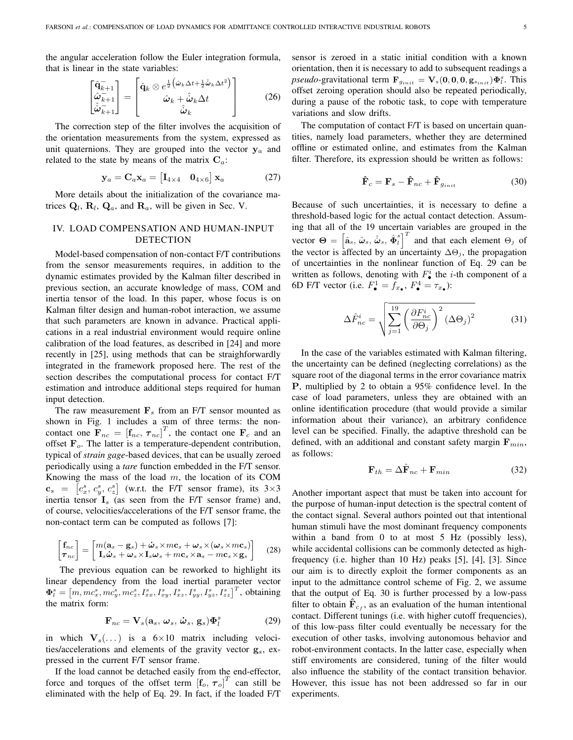the angular acceleration follow the Euler integration formula, that is linear in the state variables:

$$
\begin{bmatrix} \hat{\mathbf{q}}_{k+1}^{-} \\ \hat{\boldsymbol{\omega}}_{k+1}^{-} \\ \hat{\dot{\boldsymbol{\omega}}}_{k+1}^{-} \end{bmatrix} = \begin{bmatrix} \hat{\mathbf{q}}_k \otimes e^{\frac{1}{2}\left(\hat{\boldsymbol{\omega}}_k \Delta t + \frac{1}{2}\hat{\dot{\boldsymbol{\omega}}}_k \Delta t^2\right)} \\ \hat{\boldsymbol{\omega}}_k + \hat{\dot{\boldsymbol{\omega}}}_k \Delta t \\ \hat{\dot{\boldsymbol{\omega}}}_k \end{bmatrix} \tag{26}
$$

The correction step of the filter involves the acquisition of the orientation measurements from the system, expressed as unit quaternions. They are grouped into the vector $\mathbf{y}_a$ and related to the state by means of the matrix $\mathbf{C}_a$:

$$
\mathbf{y}_a = \mathbf{C}_a \mathbf{x}_a = \begin{bmatrix} \mathbf{I}_{4\times 4} & \mathbf{0}_{4\times 6} \end{bmatrix} \mathbf{x}_a \tag{27}
$$

More details about the initialization of the covariance matrices $\mathbf{Q}_l$, $\mathbf{R}_l$, $\mathbf{Q}_a$, and $\mathbf{R}_a$, will be given in Sec. V.

## IV. LOAD COMPENSATION AND HUMAN-INPUT DETECTION

Model-based compensation of non-contact F/T contributions from the sensor measurements requires, in addition to the dynamic estimates provided by the Kalman filter described in previous section, an accurate knowledge of mass, COM and inertia tensor of the load. In this paper, whose focus is on Kalman filter design and human-robot interaction, we assume that such parameters are known in advance. Practical applications in a real industrial environment would require online calibration of the load features, as described in [24] and more recently in [25], using methods that can be straighforwardly integrated in the framework proposed here. The rest of the section describes the computational process for contact F/T estimation and introduce additional steps required for human input detection.

The raw measurement $\mathbf{F}_s$ from an F/T sensor mounted as shown in Fig. 1 includes a sum of three terms: the non-contact one $\mathbf{F}_{nc} = \left[\mathbf{f}_{nc}, \boldsymbol{\tau}_{nc}\right]^T$, the contact one $\mathbf{F}_c$ and an offset $\mathbf{F}_o$. The latter is a temperature-dependent contribution, typical of *strain gage*-based devices, that can be usually zeroed periodically using a *tare* function embedded in the F/T sensor. Knowing the mass of the load $m$, the location of its COM $\mathbf{c}_s = \left[c_x^s, c_y^s, c_z^s\right]$ (w.r.t. the F/T sensor frame), its 3×3 inertia tensor $\mathbf{I}_s$ (as seen from the F/T sensor frame) and, of course, velocities/accelerations of the F/T sensor frame, the non-contact term can be computed as follows [7]:

$$
\begin{bmatrix} \mathbf{f}_{nc} \\ \boldsymbol{\tau}_{nc} \end{bmatrix} = \begin{bmatrix} m(\mathbf{a}_s - \mathbf{g}_s) + \dot{\boldsymbol{\omega}}_s \times m\mathbf{c}_s + \boldsymbol{\omega}_s \times (\boldsymbol{\omega}_s \times m\mathbf{c}_s) \\ \mathbf{I}_s \dot{\boldsymbol{\omega}}_s + \boldsymbol{\omega}_s \times \mathbf{I}_s \boldsymbol{\omega}_s + m\mathbf{c}_s \times \mathbf{a}_s - m\mathbf{c}_s \times \mathbf{g}_s \end{bmatrix} \tag{28}
$$

The previous equation can be reworked to highlight its linear dependency from the load inertial parameter vector $\boldsymbol{\Phi}_l^s = \left[m, mc_x^s, mc_y^s, mc_z^s, I_{xx}^s, I_{xy}^s, I_{xz}^s, I_{yy}^s, I_{yz}^s, I_{zz}^s\right]^T$, obtaining the matrix form:

$$
\mathbf{F}_{nc} = \mathbf{V}_s(\mathbf{a}_s,\, \boldsymbol{\omega}_s,\, \dot{\boldsymbol{\omega}}_s,\, \mathbf{g}_s)\boldsymbol{\Phi}_l^s \tag{29}
$$

in which $\mathbf{V}_s(\dots)$ is a 6×10 matrix including velocities/accelerations and elements of the gravity vector $\mathbf{g}_s$, expressed in the current F/T sensor frame.

If the load cannot be detached easily from the end-effector, force and torques of the offset term $\left[\mathbf{f}_o, \boldsymbol{\tau}_o\right]^T$ can still be eliminated with the help of Eq. 29. In fact, if the loaded F/T sensor is zeroed in a static initial condition with a known orientation, then it is necessary to add to subsequent readings a *pseudo*-gravitational term $\mathbf{F}_{g_{init}} = \mathbf{V}_s(\mathbf{0}, \mathbf{0}, \mathbf{0}, \mathbf{g}_{s_{init}})\boldsymbol{\Phi}_l^s$. This offset zeroing operation should also be repeated periodically, during a pause of the robotic task, to cope with temperature variations and slow drifts.

The computation of contact F/T is based on uncertain quantities, namely load parameters, whether they are determined offline or estimated online, and estimates from the Kalman filter. Therefore, its expression should be written as follows:

$$
\hat{\mathbf{F}}_c = \mathbf{F}_s - \hat{\mathbf{F}}_{nc} + \hat{\mathbf{F}}_{g_{init}} \tag{30}
$$

Because of such uncertainties, it is necessary to define a threshold-based logic for the actual contact detection. Assuming that all of the 19 uncertain variables are grouped in the vector $\boldsymbol{\Theta} = \left[\hat{\mathbf{a}}_s,\, \hat{\boldsymbol{\omega}}_s,\, \hat{\dot{\boldsymbol{\omega}}}_s,\, \hat{\boldsymbol{\Phi}}_l^s\right]^T$ and that each element $\Theta_j$ of the vector is affected by an uncertainty $\Delta\Theta_j$, the propagation of uncertainties in the nonlinear function of Eq. 29 can be written as follows, denoting with $F_\bullet^i$ the $i$-th component of a 6D F/T vector (i.e. $F_\bullet^1 = f_{x_\bullet}$, $F_\bullet^4 = \tau_{x_\bullet}$):

$$
\Delta\hat{F}_{nc}^i = \sqrt{\sum_{j=1}^{19} \left(\frac{\partial F_{nc}^i}{\partial \Theta_j}\right)^2 (\Delta\Theta_j)^2} \tag{31}
$$

In the case of the variables estimated with Kalman filtering, the uncertainty can be defined (neglecting correlations) as the square root of the diagonal terms in the error covariance matrix $\mathbf{P}$, multiplied by 2 to obtain a 95% confidence level. In the case of load parameters, unless they are obtained with an online identification procedure (that would provide a similar information about their variance), an arbitrary confidence level can be specified. Finally, the adaptive threshold can be defined, with an additional and constant safety margin $\mathbf{F}_{min}$, as follows:

$$
\mathbf{F}_{th} = \Delta\hat{\mathbf{F}}_{nc} + \mathbf{F}_{min} \tag{32}
$$

Another important aspect that must be taken into account for the purpose of human-input detection is the spectral content of the contact signal. Several authors pointed out that intentional human stimuli have the most dominant frequency components within a band from 0 to at most 5 Hz (possibly less), while accidental collisions can be commonly detected as high-frequency (i.e. higher than 10 Hz) peaks [5], [4], [3]. Since our aim is to directly exploit the former components as an input to the admittance control scheme of Fig. 2, we assume that the output of Eq. 30 is further processed by a low-pass filter to obtain $\hat{\mathbf{F}}_{c_f}$, as an evaluation of the human intentional contact. Different tunings (i.e. with higher cutoff frequencies), of this low-pass filter could eventually be necessary for the execution of other tasks, involving autonomous behavior and robot-environment contacts. In the latter case, especially when stiff enviroments are considered, tuning of the filter would also influence the stability of the contact transition behavior. However, this issue has not been addressed so far in our experiments.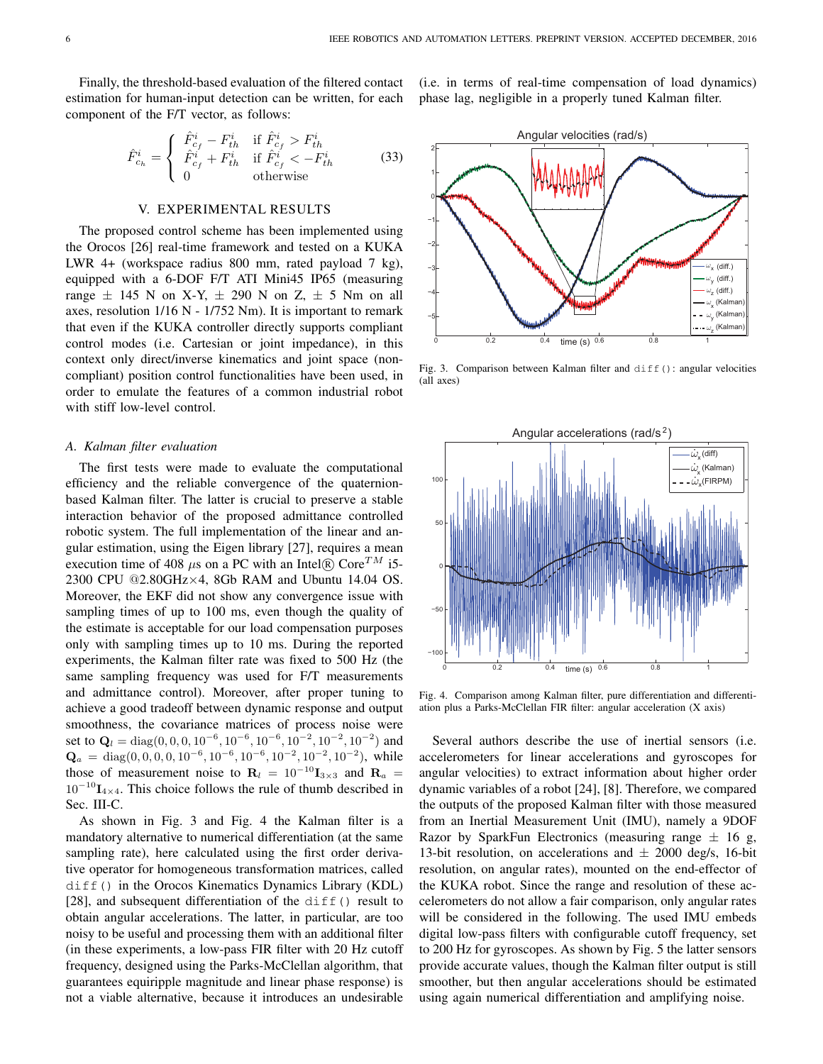Finally, the threshold-based evaluation of the filtered contact estimation for human-input detection can be written, for each component of the F/T vector, as follows:

$$\hat{F}^i_{c_h} = \begin{cases} \hat{F}^i_{c_f} - F^i_{th} & \text{if } \hat{F}^i_{c_f} > F^i_{th} \\ \hat{F}^i_{c_f} + F^i_{th} & \text{if } \hat{F}^i_{c_f} < -F^i_{th} \\ 0 & \text{otherwise} \end{cases} \tag{33}$$

## V. EXPERIMENTAL RESULTS

The proposed control scheme has been implemented using the Orocos [26] real-time framework and tested on a KUKA LWR 4+ (workspace radius 800 mm, rated payload 7 kg), equipped with a 6-DOF F/T ATI Mini45 IP65 (measuring range ± 145 N on X-Y, ± 290 N on Z, ± 5 Nm on all axes, resolution 1/16 N - 1/752 Nm). It is important to remark that even if the KUKA controller directly supports compliant control modes (i.e. Cartesian or joint impedance), in this context only direct/inverse kinematics and joint space (non-compliant) position control functionalities have been used, in order to emulate the features of a common industrial robot with stiff low-level control.

### A. Kalman filter evaluation

The first tests were made to evaluate the computational efficiency and the reliable convergence of the quaternion-based Kalman filter. The latter is crucial to preserve a stable interaction behavior of the proposed admittance controlled robotic system. The full implementation of the linear and angular estimation, using the Eigen library [27], requires a mean execution time of 408 $\mu$s on a PC with an Intel® Core$^{TM}$ i5-2300 CPU @2.80GHz×4, 8Gb RAM and Ubuntu 14.04 OS. Moreover, the EKF did not show any convergence issue with sampling times of up to 100 ms, even though the quality of the estimate is acceptable for our load compensation purposes only with sampling times up to 10 ms. During the reported experiments, the Kalman filter rate was fixed to 500 Hz (the same sampling frequency was used for F/T measurements and admittance control). Moreover, after proper tuning to achieve a good tradeoff between dynamic response and output smoothness, the covariance matrices of process noise were set to $\mathbf{Q}_l = \text{diag}(0, 0, 0, 10^{-6}, 10^{-6}, 10^{-6}, 10^{-2}, 10^{-2}, 10^{-2})$ and $\mathbf{Q}_a = \text{diag}(0, 0, 0, 0, 10^{-6}, 10^{-6}, 10^{-6}, 10^{-2}, 10^{-2}, 10^{-2})$, while those of measurement noise to $\mathbf{R}_l = 10^{-10}\mathbf{I}_{3\times3}$ and $\mathbf{R}_a = 10^{-10}\mathbf{I}_{4\times4}$. This choice follows the rule of thumb described in Sec. III-C.

As shown in Fig. 3 and Fig. 4 the Kalman filter is a mandatory alternative to numerical differentiation (at the same sampling rate), here calculated using the first order derivative operator for homogeneous transformation matrices, called `diff()` in the Orocos Kinematics Dynamics Library (KDL) [28], and subsequent differentiation of the `diff()` result to obtain angular accelerations. The latter, in particular, are too noisy to be useful and processing them with an additional filter (in these experiments, a low-pass FIR filter with 20 Hz cutoff frequency, designed using the Parks-McClellan algorithm, that guarantees equiripple magnitude and linear phase response) is not a viable alternative, because it introduces an undesirable (i.e. in terms of real-time compensation of load dynamics) phase lag, negligible in a properly tuned Kalman filter.

Fig. 3. Comparison between Kalman filter and `diff()`: angular velocities (all axes)

Fig. 4. Comparison among Kalman filter, pure differentiation and differentiation plus a Parks-McClellan FIR filter: angular acceleration (X axis)

Several authors describe the use of inertial sensors (i.e. accelerometers for linear accelerations and gyroscopes for angular velocities) to extract information about higher order dynamic variables of a robot [24], [8]. Therefore, we compared the outputs of the proposed Kalman filter with those measured from an Inertial Measurement Unit (IMU), namely a 9DOF Razor by SparkFun Electronics (measuring range ± 16 g, 13-bit resolution, on accelerations and ± 2000 deg/s, 16-bit resolution, on angular rates), mounted on the end-effector of the KUKA robot. Since the range and resolution of these accelerometers do not allow a fair comparison, only angular rates will be considered in the following. The used IMU embeds digital low-pass filters with configurable cutoff frequency, set to 200 Hz for gyroscopes. As shown by Fig. 5 the latter sensors provide accurate values, though the Kalman filter output is still smoother, but then angular accelerations should be estimated using again numerical differentiation and amplifying noise.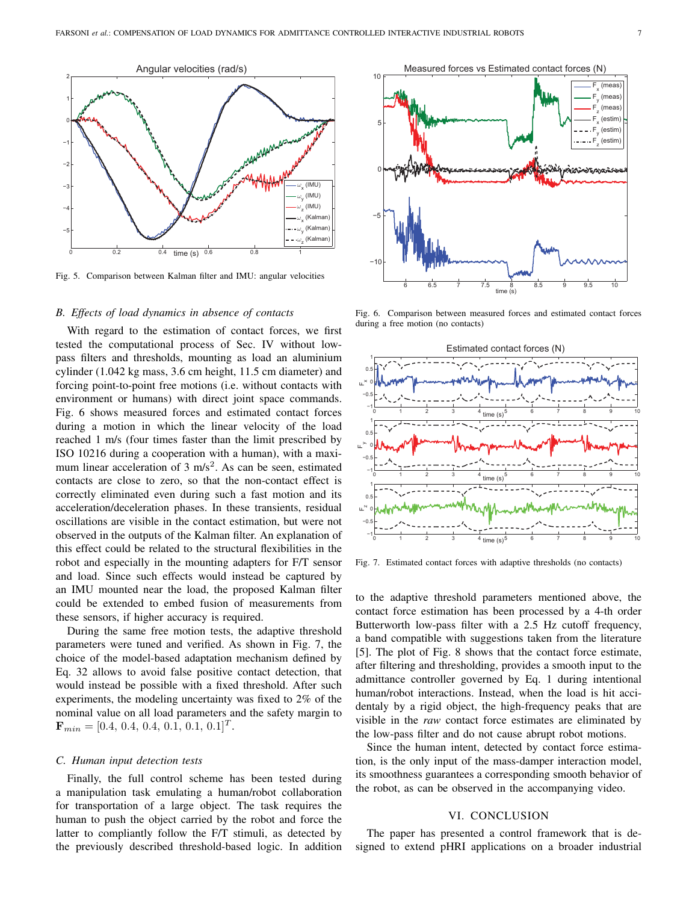Fig. 5. Comparison between Kalman filter and IMU: angular velocities

### *B. Effects of load dynamics in absence of contacts*

With regard to the estimation of contact forces, we first tested the computational process of Sec. IV without low-pass filters and thresholds, mounting as load an aluminium cylinder (1.042 kg mass, 3.6 cm height, 11.5 cm diameter) and forcing point-to-point free motions (i.e. without contacts with environment or humans) with direct joint space commands. Fig. 6 shows measured forces and estimated contact forces during a motion in which the linear velocity of the load reached 1 m/s (four times faster than the limit prescribed by ISO 10216 during a cooperation with a human), with a maximum linear acceleration of 3 m/s$^2$. As can be seen, estimated contacts are close to zero, so that the non-contact effect is correctly eliminated even during such a fast motion and its acceleration/deceleration phases. In these transients, residual oscillations are visible in the contact estimation, but were not observed in the outputs of the Kalman filter. An explanation of this effect could be related to the structural flexibilities in the robot and especially in the mounting adapters for F/T sensor and load. Since such effects would instead be captured by an IMU mounted near the load, the proposed Kalman filter could be extended to embed fusion of measurements from these sensors, if higher accuracy is required.

During the same free motion tests, the adaptive threshold parameters were tuned and verified. As shown in Fig. 7, the choice of the model-based adaptation mechanism defined by Eq. 32 allows to avoid false positive contact detection, that would instead be possible with a fixed threshold. After such experiments, the modeling uncertainty was fixed to 2% of the nominal value on all load parameters and the safety margin to $\mathbf{F}_{min} = [0.4,\, 0.4,\, 0.4,\, 0.1,\, 0.1,\, 0.1]^T$.

### *C. Human input detection tests*

Finally, the full control scheme has been tested during a manipulation task emulating a human/robot collaboration for transportation of a large object. The task requires the human to push the object carried by the robot and force the latter to compliantly follow the F/T stimuli, as detected by the previously described threshold-based logic. In addition to the adaptive threshold parameters mentioned above, the contact force estimation has been processed by a 4-th order Butterworth low-pass filter with a 2.5 Hz cutoff frequency, a band compatible with suggestions taken from the literature [5]. The plot of Fig. 8 shows that the contact force estimate, after filtering and thresholding, provides a smooth input to the admittance controller governed by Eq. 1 during intentional human/robot interactions. Instead, when the load is hit accidentaly by a rigid object, the high-frequency peaks that are visible in the *raw* contact force estimates are eliminated by the low-pass filter and do not cause abrupt robot motions.

Since the human intent, detected by contact force estimation, is the only input of the mass-damper interaction model, its smoothness guarantees a corresponding smooth behavior of the robot, as can be observed in the accompanying video.

Fig. 6. Comparison between measured forces and estimated contact forces during a free motion (no contacts)

Fig. 7. Estimated contact forces with adaptive thresholds (no contacts)

## VI. CONCLUSION

The paper has presented a control framework that is designed to extend pHRI applications on a broader industrial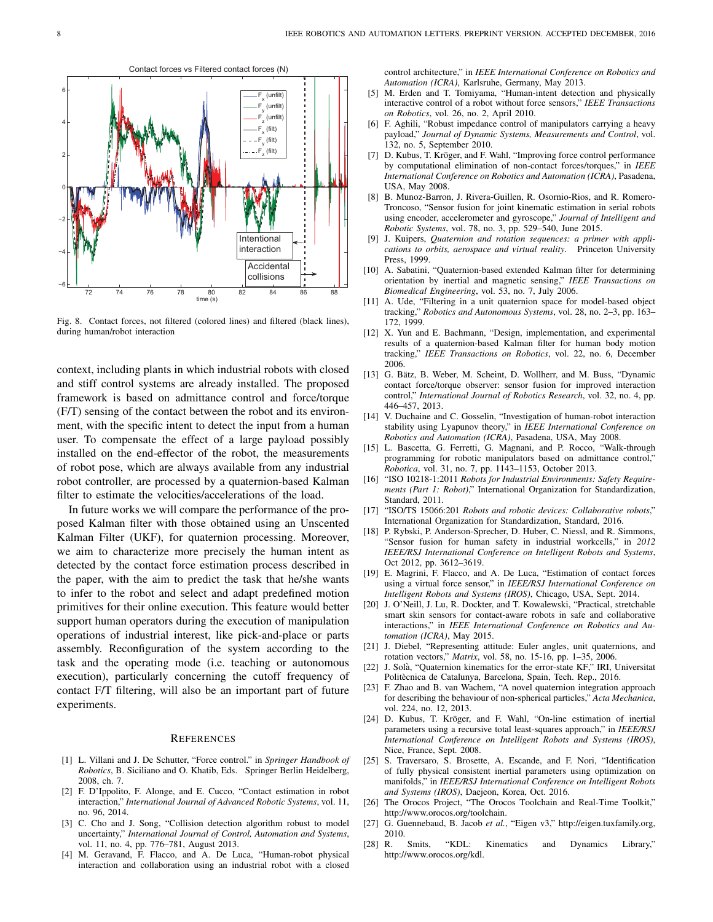Contact forces vs Filtered contact forces (N)

F_x (unfilt)
F_y (unfilt)
F_z (unfilt)
F_x (filt)
F_y (filt)
F_z (filt)

Intentional interaction

Accidental collisions

6
4
2
0
−2
−4
−6

72
74
76
78
80
82
84
86
88

time (s)

Fig. 8. Contact forces, not filtered (colored lines) and filtered (black lines), during human/robot interaction

context, including plants in which industrial robots with closed and stiff control systems are already installed. The proposed framework is based on admittance control and force/torque (F/T) sensing of the contact between the robot and its environment, with the specific intent to detect the input from a human user. To compensate the effect of a large payload possibly installed on the end-effector of the robot, the measurements of robot pose, which are always available from any industrial robot controller, are processed by a quaternion-based Kalman filter to estimate the velocities/accelerations of the load.

In future works we will compare the performance of the proposed Kalman filter with those obtained using an Unscented Kalman Filter (UKF), for quaternion processing. Moreover, we aim to characterize more precisely the human intent as detected by the contact force estimation process described in the paper, with the aim to predict the task that he/she wants to infer to the robot and select and adapt predefined motion primitives for their online execution. This feature would better support human operators during the execution of manipulation operations of industrial interest, like pick-and-place or parts assembly. Reconfiguration of the system according to the task and the operating mode (i.e. teaching or autonomous execution), particularly concerning the cutoff frequency of contact F/T filtering, will also be an important part of future experiments.

## REFERENCES

[1] L. Villani and J. De Schutter, "Force control." in *Springer Handbook of Robotics*, B. Siciliano and O. Khatib, Eds. Springer Berlin Heidelberg, 2008, ch. 7.

[2] F. D'Ippolito, F. Alonge, and E. Cucco, "Contact estimation in robot interaction," *International Journal of Advanced Robotic Systems*, vol. 11, no. 96, 2014.

[3] C. Cho and J. Song, "Collision detection algorithm robust to model uncertainty," *International Journal of Control, Automation and Systems*, vol. 11, no. 4, pp. 776–781, August 2013.

[4] M. Geravand, F. Flacco, and A. De Luca, "Human-robot physical interaction and collaboration using an industrial robot with a closed control architecture," in *IEEE International Conference on Robotics and Automation (ICRA)*, Karlsruhe, Germany, May 2013.

[5] M. Erden and T. Tomiyama, "Human-intent detection and physically interactive control of a robot without force sensors," *IEEE Transactions on Robotics*, vol. 26, no. 2, April 2010.

[6] F. Aghili, "Robust impedance control of manipulators carrying a heavy payload," *Journal of Dynamic Systems, Measurements and Control*, vol. 132, no. 5, September 2010.

[7] D. Kubus, T. Kröger, and F. Wahl, "Improving force control performance by computational elimination of non-contact forces/torques," in *IEEE International Conference on Robotics and Automation (ICRA)*, Pasadena, USA, May 2008.

[8] B. Munoz-Barron, J. Rivera-Guillen, R. Osornio-Rios, and R. Romero-Troncoso, "Sensor fusion for joint kinematic estimation in serial robots using encoder, accelerometer and gyroscope," *Journal of Intelligent and Robotic Systems*, vol. 78, no. 3, pp. 529–540, June 2015.

[9] J. Kuipers, *Quaternion and rotation sequences: a primer with applications to orbits, aerospace and virtual reality*. Princeton University Press, 1999.

[10] A. Sabatini, "Quaternion-based extended Kalman filter for determining orientation by inertial and magnetic sensing," *IEEE Transactions on Biomedical Engineering*, vol. 53, no. 7, July 2006.

[11] A. Ude, "Filtering in a unit quaternion space for model-based object tracking," *Robotics and Autonomous Systems*, vol. 28, no. 2–3, pp. 163–172, 1999.

[12] X. Yun and E. Bachmann, "Design, implementation, and experimental results of a quaternion-based Kalman filter for human body motion tracking," *IEEE Transactions on Robotics*, vol. 22, no. 6, December 2006.

[13] G. Bätz, B. Weber, M. Scheint, D. Wollherr, and M. Buss, "Dynamic contact force/torque observer: sensor fusion for improved interaction control," *International Journal of Robotics Research*, vol. 32, no. 4, pp. 446–457, 2013.

[14] V. Duchaine and C. Gosselin, "Investigation of human-robot interaction stability using Lyapunov theory," in *IEEE International Conference on Robotics and Automation (ICRA)*, Pasadena, USA, May 2008.

[15] L. Bascetta, G. Ferretti, G. Magnani, and P. Rocco, "Walk-through programming for robotic manipulators based on admittance control," *Robotica*, vol. 31, no. 7, pp. 1143–1153, October 2013.

[16] "ISO 10218-1:2011 *Robots for Industrial Environments: Safety Requirements (Part 1: Robot)*," International Organization for Standardization, Standard, 2011.

[17] "ISO/TS 15066:201 *Robots and robotic devices: Collaborative robots*," International Organization for Standardization, Standard, 2016.

[18] P. Rybski, P. Anderson-Sprecher, D. Huber, C. Niessl, and R. Simmons, "Sensor fusion for human safety in industrial workcells," in *2012 IEEE/RSJ International Conference on Intelligent Robots and Systems*, Oct 2012, pp. 3612–3619.

[19] E. Magrini, F. Flacco, and A. De Luca, "Estimation of contact forces using a virtual force sensor," in *IEEE/RSJ International Conference on Intelligent Robots and Systems (IROS)*, Chicago, USA, Sept. 2014.

[20] J. O'Neill, J. Lu, R. Dockter, and T. Kowalewski, "Practical, stretchable smart skin sensors for contact-aware robots in safe and collaborative interactions," in *IEEE International Conference on Robotics and Automation (ICRA)*, May 2015.

[21] J. Diebel, "Representing attitude: Euler angles, unit quaternions, and rotation vectors," *Matrix*, vol. 58, no. 15-16, pp. 1–35, 2006.

[22] J. Solà, "Quaternion kinematics for the error-state KF," IRI, Universitat Politècnica de Catalunya, Barcelona, Spain, Tech. Rep., 2016.

[23] F. Zhao and B. van Wachem, "A novel quaternion integration approach for describing the behaviour of non-spherical particles," *Acta Mechanica*, vol. 224, no. 12, 2013.

[24] D. Kubus, T. Kröger, and F. Wahl, "On-line estimation of inertial parameters using a recursive total least-squares approach," in *IEEE/RSJ International Conference on Intelligent Robots and Systems (IROS)*, Nice, France, Sept. 2008.

[25] S. Traversaro, S. Brosette, A. Escande, and F. Nori, "Identification of fully physical consistent inertial parameters using optimization on manifolds," in *IEEE/RSJ International Conference on Intelligent Robots and Systems (IROS)*, Daejeon, Korea, Oct. 2016.

[26] The Orocos Project, "The Orocos Toolchain and Real-Time Toolkit," http://www.orocos.org/toolchain.

[27] G. Guennebaud, B. Jacob *et al.*, "Eigen v3," http://eigen.tuxfamily.org, 2010.

[28] R. Smits, "KDL: Kinematics and Dynamics Library," http://www.orocos.org/kdl.